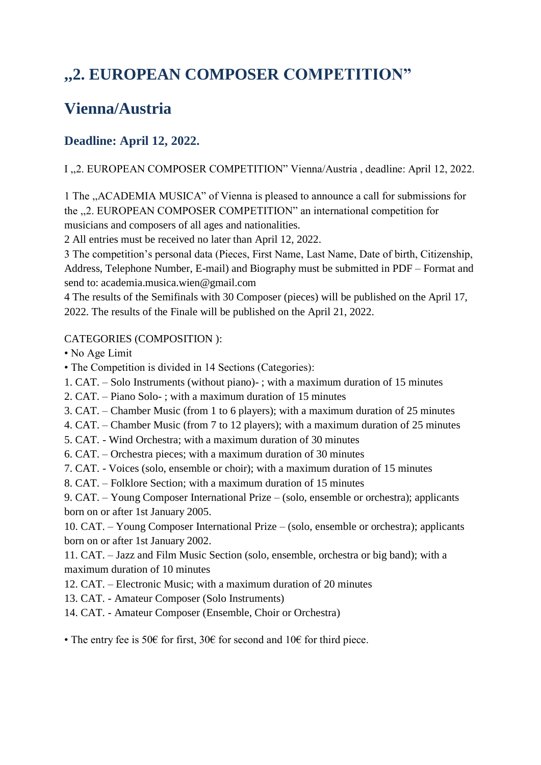# „2. EUROPEAN COMPOSER COMPETITION"

# Vienna/Austria

## Deadline: April 12, 2022.

I „2. EUROPEAN COMPOSER COMPETITION" Vienna/Austria , deadline: April 12, 2022.

1 The „ACADEMIA MUSICA" of Vienna is pleased to announce a call for submissions for the „2. EUROPEAN COMPOSER COMPETITION" an international competition for musicians and composers of all ages and nationalities.
2 All entries must be received no later than April 12, 2022.
3 The competition's personal data (Pieces, First Name, Last Name, Date of birth, Citizenship, Address, Telephone Number, E-mail) and Biography must be submitted in PDF – Format and send to: academia.musica.wien@gmail.com
4 The results of the Semifinals with 30 Composer (pieces) will be published on the April 17, 2022. The results of the Finale will be published on the April 21, 2022.

CATEGORIES (COMPOSITION ):

- No Age Limit
- The Competition is divided in 14 Sections (Categories):

1. CAT. – Solo Instruments (without piano)- ; with a maximum duration of 15 minutes
2. CAT. – Piano Solo- ; with a maximum duration of 15 minutes
3. CAT. – Chamber Music (from 1 to 6 players); with a maximum duration of 25 minutes
4. CAT. – Chamber Music (from 7 to 12 players); with a maximum duration of 25 minutes
5. CAT. - Wind Orchestra; with a maximum duration of 30 minutes
6. CAT. – Orchestra pieces; with a maximum duration of 30 minutes
7. CAT. - Voices (solo, ensemble or choir); with a maximum duration of 15 minutes
8. CAT. – Folklore Section; with a maximum duration of 15 minutes
9. CAT. – Young Composer International Prize – (solo, ensemble or orchestra); applicants born on or after 1st January 2005.
10. CAT. – Young Composer International Prize – (solo, ensemble or orchestra); applicants born on or after 1st January 2002.
11. CAT. – Jazz and Film Music Section (solo, ensemble, orchestra or big band); with a maximum duration of 10 minutes
12. CAT. – Electronic Music; with a maximum duration of 20 minutes
13. CAT. - Amateur Composer (Solo Instruments)
14. CAT. - Amateur Composer (Ensemble, Choir or Orchestra)

- The entry fee is 50€ for first, 30€ for second and 10€ for third piece.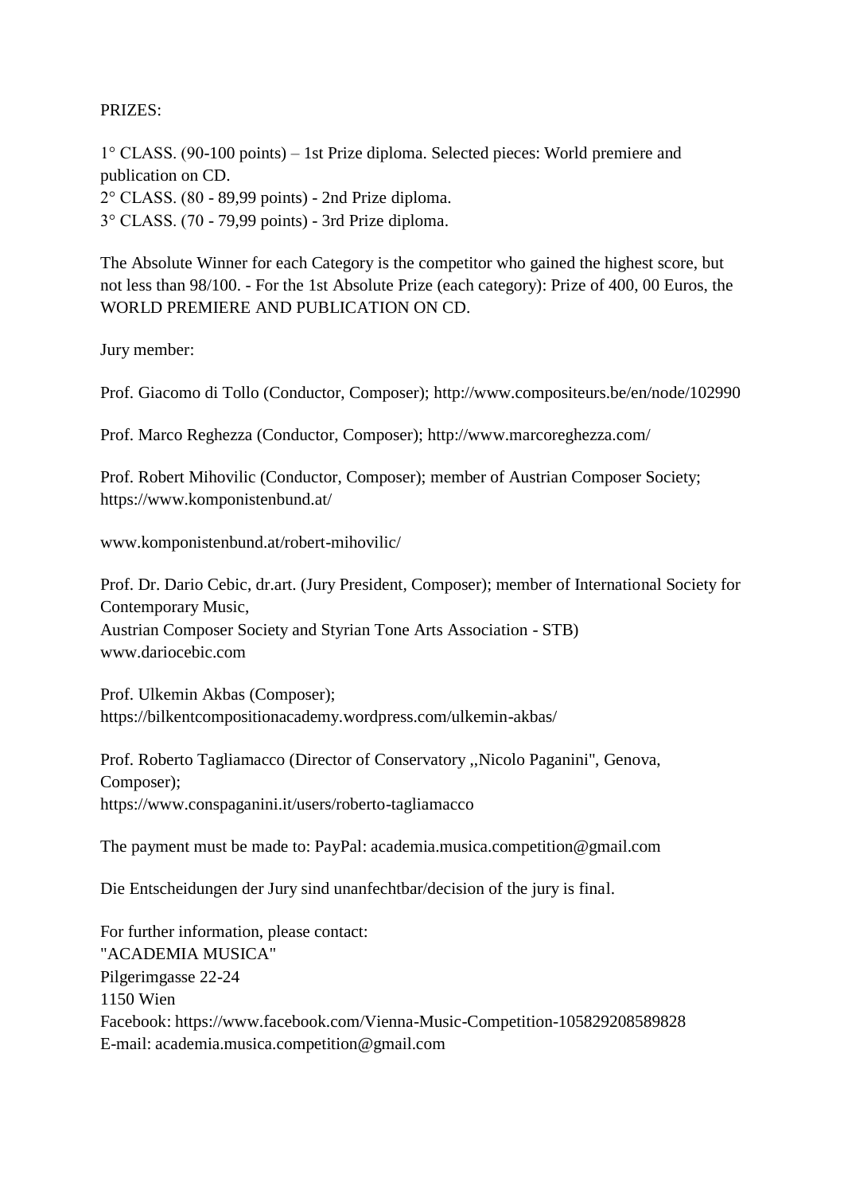PRIZES:

1° CLASS. (90-100 points) – 1st Prize diploma. Selected pieces: World premiere and publication on CD.
2° CLASS. (80 - 89,99 points) - 2nd Prize diploma.
3° CLASS. (70 - 79,99 points) - 3rd Prize diploma.

The Absolute Winner for each Category is the competitor who gained the highest score, but not less than 98/100. - For the 1st Absolute Prize (each category): Prize of 400, 00 Euros, the WORLD PREMIERE AND PUBLICATION ON CD.

Jury member:

Prof. Giacomo di Tollo (Conductor, Composer); http://www.compositeurs.be/en/node/102990

Prof. Marco Reghezza (Conductor, Composer); http://www.marcoreghezza.com/

Prof. Robert Mihovilic (Conductor, Composer); member of Austrian Composer Society; https://www.komponistenbund.at/

www.komponistenbund.at/robert-mihovilic/

Prof. Dr. Dario Cebic, dr.art. (Jury President, Composer); member of International Society for Contemporary Music,
Austrian Composer Society and Styrian Tone Arts Association - STB)
www.dariocebic.com

Prof. Ulkemin Akbas (Composer);
https://bilkentcompositionacademy.wordpress.com/ulkemin-akbas/

Prof. Roberto Tagliamacco (Director of Conservatory ,,Nicolo Paganini", Genova, Composer);
https://www.conspaganini.it/users/roberto-tagliamacco

The payment must be made to: PayPal: academia.musica.competition@gmail.com

Die Entscheidungen der Jury sind unanfechtbar/decision of the jury is final.

For further information, please contact:
"ACADEMIA MUSICA"
Pilgerimgasse 22-24
1150 Wien
Facebook: https://www.facebook.com/Vienna-Music-Competition-105829208589828
E-mail: academia.musica.competition@gmail.com